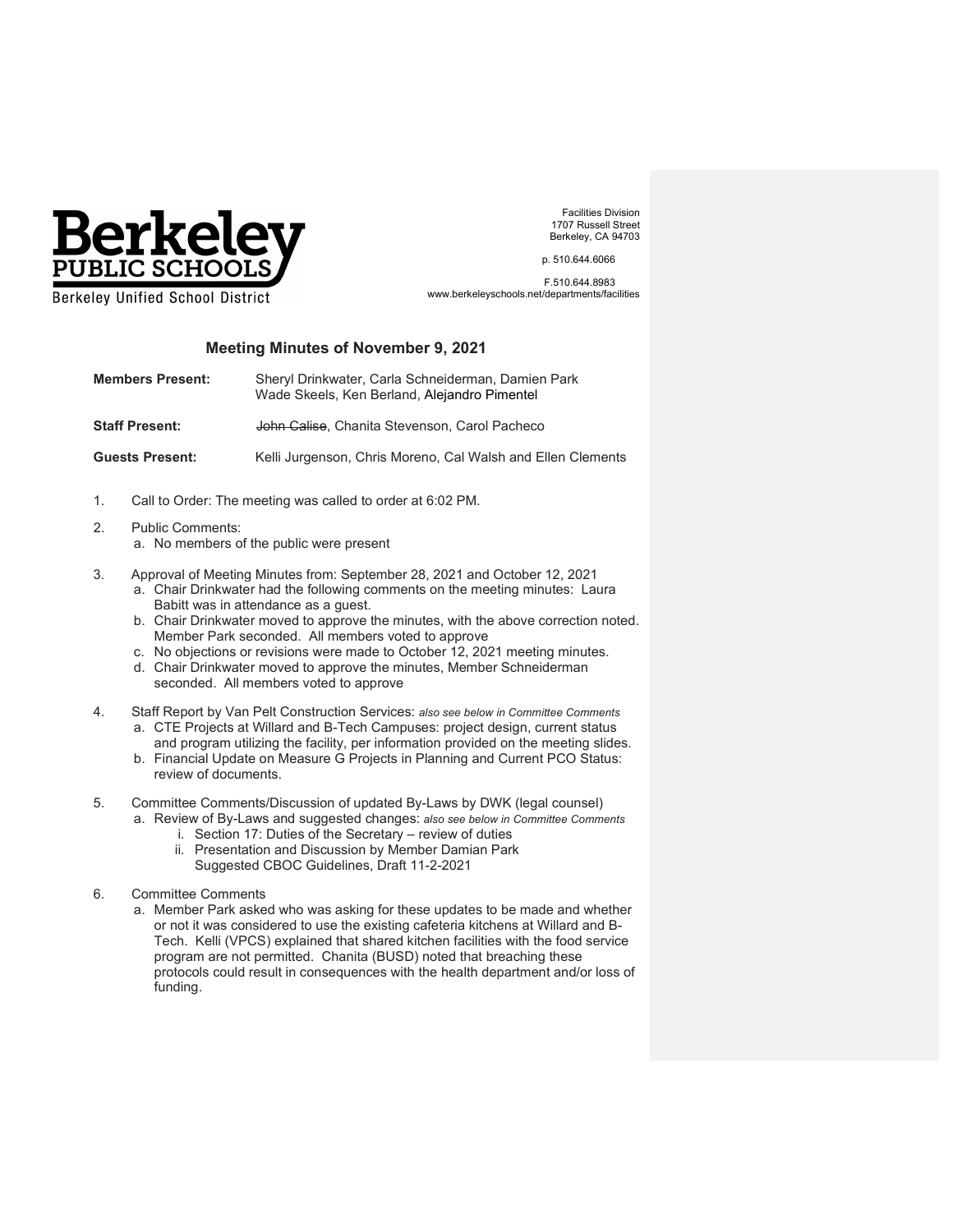**Berkeley PUBLIC SCHOOLS**
Berkeley Unified School District

Facilities Division
1707 Russell Street
Berkeley, CA 94703

p. 510.644.6066

F.510.644.8983
www.berkeleyschools.net/departments/facilities

## Meeting Minutes of November 9, 2021

| | |
|---|---|
| **Members Present:** | Sheryl Drinkwater, Carla Schneiderman, Damien Park Wade Skeels, Ken Berland, Alejandro Pimentel |
| **Staff Present:** | ~~John Calise~~, Chanita Stevenson, Carol Pacheco |
| **Guests Present:** | Kelli Jurgenson, Chris Moreno, Cal Walsh and Ellen Clements |

1. Call to Order: The meeting was called to order at 6:02 PM.

2. Public Comments:
   a. No members of the public were present

3. Approval of Meeting Minutes from: September 28, 2021 and October 12, 2021
   a. Chair Drinkwater had the following comments on the meeting minutes: Laura Babitt was in attendance as a guest.
   b. Chair Drinkwater moved to approve the minutes, with the above correction noted. Member Park seconded. All members voted to approve
   c. No objections or revisions were made to October 12, 2021 meeting minutes.
   d. Chair Drinkwater moved to approve the minutes, Member Schneiderman seconded. All members voted to approve

4. Staff Report by Van Pelt Construction Services: *also see below in Committee Comments*
   a. CTE Projects at Willard and B-Tech Campuses: project design, current status and program utilizing the facility, per information provided on the meeting slides.
   b. Financial Update on Measure G Projects in Planning and Current PCO Status: review of documents.

5. Committee Comments/Discussion of updated By-Laws by DWK (legal counsel)
   a. Review of By-Laws and suggested changes: *also see below in Committee Comments*
      i. Section 17: Duties of the Secretary – review of duties
      ii. Presentation and Discussion by Member Damian Park Suggested CBOC Guidelines, Draft 11-2-2021

6. Committee Comments
   a. Member Park asked who was asking for these updates to be made and whether or not it was considered to use the existing cafeteria kitchens at Willard and B-Tech. Kelli (VPCS) explained that shared kitchen facilities with the food service program are not permitted. Chanita (BUSD) noted that breaching these protocols could result in consequences with the health department and/or loss of funding.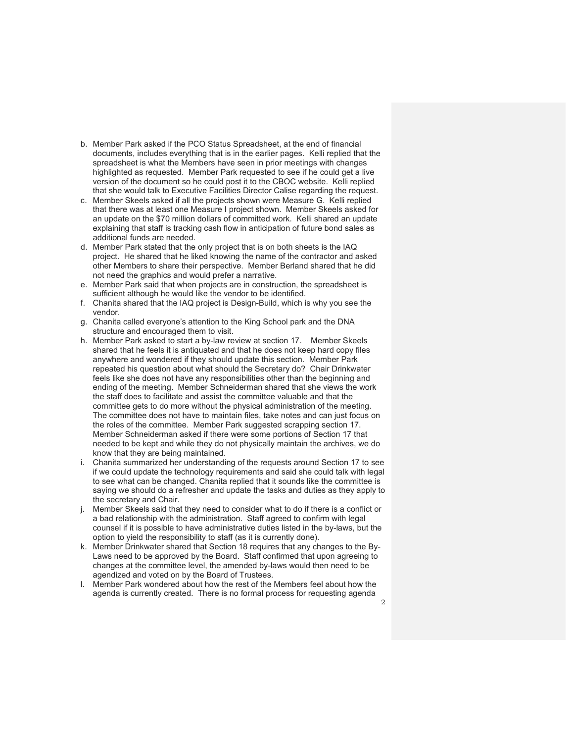b. Member Park asked if the PCO Status Spreadsheet, at the end of financial documents, includes everything that is in the earlier pages. Kelli replied that the spreadsheet is what the Members have seen in prior meetings with changes highlighted as requested. Member Park requested to see if he could get a live version of the document so he could post it to the CBOC website. Kelli replied that she would talk to Executive Facilities Director Calise regarding the request.
c. Member Skeels asked if all the projects shown were Measure G. Kelli replied that there was at least one Measure I project shown. Member Skeels asked for an update on the $70 million dollars of committed work. Kelli shared an update explaining that staff is tracking cash flow in anticipation of future bond sales as additional funds are needed.
d. Member Park stated that the only project that is on both sheets is the IAQ project. He shared that he liked knowing the name of the contractor and asked other Members to share their perspective. Member Berland shared that he did not need the graphics and would prefer a narrative.
e. Member Park said that when projects are in construction, the spreadsheet is sufficient although he would like the vendor to be identified.
f. Chanita shared that the IAQ project is Design-Build, which is why you see the vendor.
g. Chanita called everyone's attention to the King School park and the DNA structure and encouraged them to visit.
h. Member Park asked to start a by-law review at section 17. Member Skeels shared that he feels it is antiquated and that he does not keep hard copy files anywhere and wondered if they should update this section. Member Park repeated his question about what should the Secretary do? Chair Drinkwater feels like she does not have any responsibilities other than the beginning and ending of the meeting. Member Schneiderman shared that she views the work the staff does to facilitate and assist the committee valuable and that the committee gets to do more without the physical administration of the meeting. The committee does not have to maintain files, take notes and can just focus on the roles of the committee. Member Park suggested scrapping section 17. Member Schneiderman asked if there were some portions of Section 17 that needed to be kept and while they do not physically maintain the archives, we do know that they are being maintained.
i. Chanita summarized her understanding of the requests around Section 17 to see if we could update the technology requirements and said she could talk with legal to see what can be changed. Chanita replied that it sounds like the committee is saying we should do a refresher and update the tasks and duties as they apply to the secretary and Chair.
j. Member Skeels said that they need to consider what to do if there is a conflict or a bad relationship with the administration. Staff agreed to confirm with legal counsel if it is possible to have administrative duties listed in the by-laws, but the option to yield the responsibility to staff (as it is currently done).
k. Member Drinkwater shared that Section 18 requires that any changes to the By-Laws need to be approved by the Board. Staff confirmed that upon agreeing to changes at the committee level, the amended by-laws would then need to be agendized and voted on by the Board of Trustees.
l. Member Park wondered about how the rest of the Members feel about how the agenda is currently created. There is no formal process for requesting agenda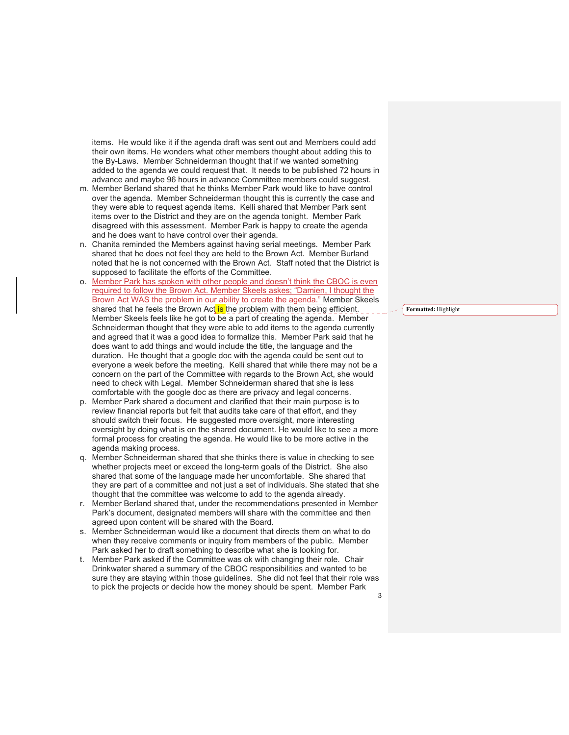items. He would like it if the agenda draft was sent out and Members could add their own items. He wonders what other members thought about adding this to the By-Laws. Member Schneiderman thought that if we wanted something added to the agenda we could request that. It needs to be published 72 hours in advance and maybe 96 hours in advance Committee members could suggest.

m. Member Berland shared that he thinks Member Park would like to have control over the agenda. Member Schneiderman thought this is currently the case and they were able to request agenda items. Kelli shared that Member Park sent items over to the District and they are on the agenda tonight. Member Park disagreed with this assessment. Member Park is happy to create the agenda and he does want to have control over their agenda.

n. Chanita reminded the Members against having serial meetings. Member Park shared that he does not feel they are held to the Brown Act. Member Burland noted that he is not concerned with the Brown Act. Staff noted that the District is supposed to facilitate the efforts of the Committee.

o. Member Park has spoken with other people and doesn't think the CBOC is even required to follow the Brown Act. Member Skeels askes; "Damien, I thought the Brown Act WAS the problem in our ability to create the agenda." Member Skeels shared that he feels the Brown Act is the problem with them being efficient. Member Skeels feels like he got to be a part of creating the agenda. Member Schneiderman thought that they were able to add items to the agenda currently and agreed that it was a good idea to formalize this. Member Park said that he does want to add things and would include the title, the language and the duration. He thought that a google doc with the agenda could be sent out to everyone a week before the meeting. Kelli shared that while there may not be a concern on the part of the Committee with regards to the Brown Act, she would need to check with Legal. Member Schneiderman shared that she is less comfortable with the google doc as there are privacy and legal concerns.

p. Member Park shared a document and clarified that their main purpose is to review financial reports but felt that audits take care of that effort, and they should switch their focus. He suggested more oversight, more interesting oversight by doing what is on the shared document. He would like to see a more formal process for creating the agenda. He would like to be more active in the agenda making process.

q. Member Schneiderman shared that she thinks there is value in checking to see whether projects meet or exceed the long-term goals of the District. She also shared that some of the language made her uncomfortable. She shared that they are part of a committee and not just a set of individuals. She stated that she thought that the committee was welcome to add to the agenda already.

r. Member Berland shared that, under the recommendations presented in Member Park's document, designated members will share with the committee and then agreed upon content will be shared with the Board.

s. Member Schneiderman would like a document that directs them on what to do when they receive comments or inquiry from members of the public. Member Park asked her to draft something to describe what she is looking for.

t. Member Park asked if the Committee was ok with changing their role. Chair Drinkwater shared a summary of the CBOC responsibilities and wanted to be sure they are staying within those guidelines. She did not feel that their role was to pick the projects or decide how the money should be spent. Member Park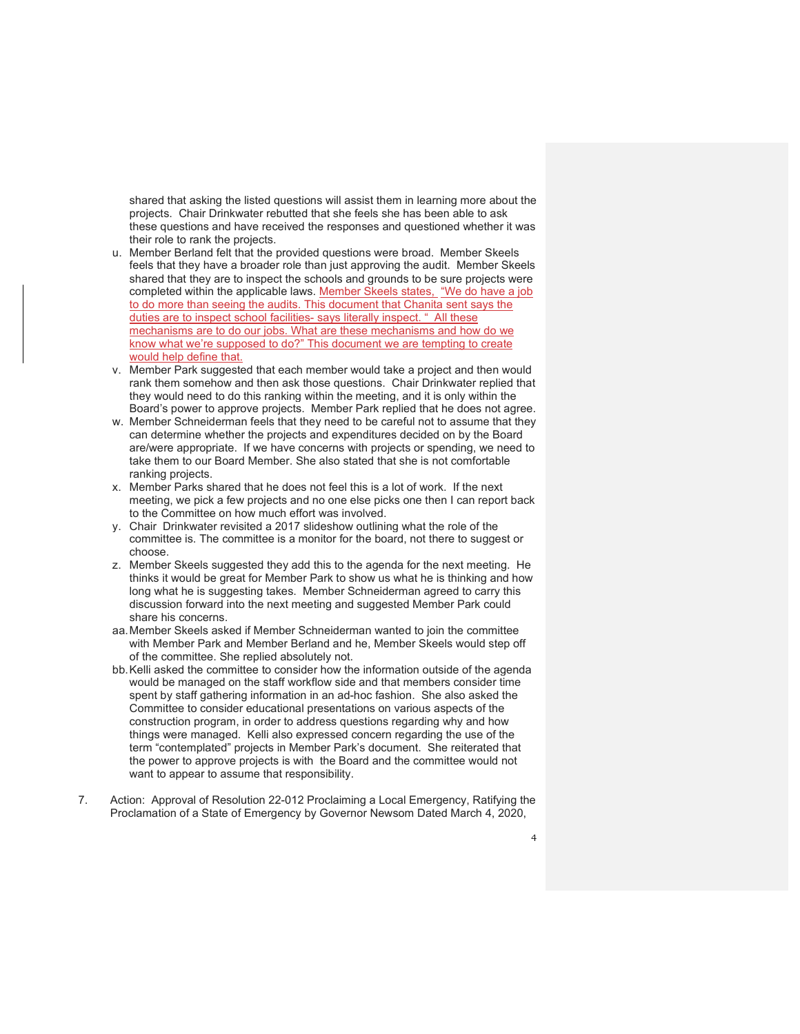shared that asking the listed questions will assist them in learning more about the projects. Chair Drinkwater rebutted that she feels she has been able to ask these questions and have received the responses and questioned whether it was their role to rank the projects.

u. Member Berland felt that the provided questions were broad. Member Skeels feels that they have a broader role than just approving the audit. Member Skeels shared that they are to inspect the schools and grounds to be sure projects were completed within the applicable laws. Member Skeels states, "We do have a job to do more than seeing the audits. This document that Chanita sent says the duties are to inspect school facilities- says literally inspect. " All these mechanisms are to do our jobs. What are these mechanisms and how do we know what we're supposed to do?" This document we are tempting to create would help define that.

v. Member Park suggested that each member would take a project and then would rank them somehow and then ask those questions. Chair Drinkwater replied that they would need to do this ranking within the meeting, and it is only within the Board's power to approve projects. Member Park replied that he does not agree.

w. Member Schneiderman feels that they need to be careful not to assume that they can determine whether the projects and expenditures decided on by the Board are/were appropriate. If we have concerns with projects or spending, we need to take them to our Board Member. She also stated that she is not comfortable ranking projects.

x. Member Parks shared that he does not feel this is a lot of work. If the next meeting, we pick a few projects and no one else picks one then I can report back to the Committee on how much effort was involved.

y. Chair Drinkwater revisited a 2017 slideshow outlining what the role of the committee is. The committee is a monitor for the board, not there to suggest or choose.

z. Member Skeels suggested they add this to the agenda for the next meeting. He thinks it would be great for Member Park to show us what he is thinking and how long what he is suggesting takes. Member Schneiderman agreed to carry this discussion forward into the next meeting and suggested Member Park could share his concerns.

aa. Member Skeels asked if Member Schneiderman wanted to join the committee with Member Park and Member Berland and he, Member Skeels would step off of the committee. She replied absolutely not.

bb. Kelli asked the committee to consider how the information outside of the agenda would be managed on the staff workflow side and that members consider time spent by staff gathering information in an ad-hoc fashion. She also asked the Committee to consider educational presentations on various aspects of the construction program, in order to address questions regarding why and how things were managed. Kelli also expressed concern regarding the use of the term "contemplated" projects in Member Park's document. She reiterated that the power to approve projects is with the Board and the committee would not want to appear to assume that responsibility.

7. Action: Approval of Resolution 22-012 Proclaiming a Local Emergency, Ratifying the Proclamation of a State of Emergency by Governor Newsom Dated March 4, 2020,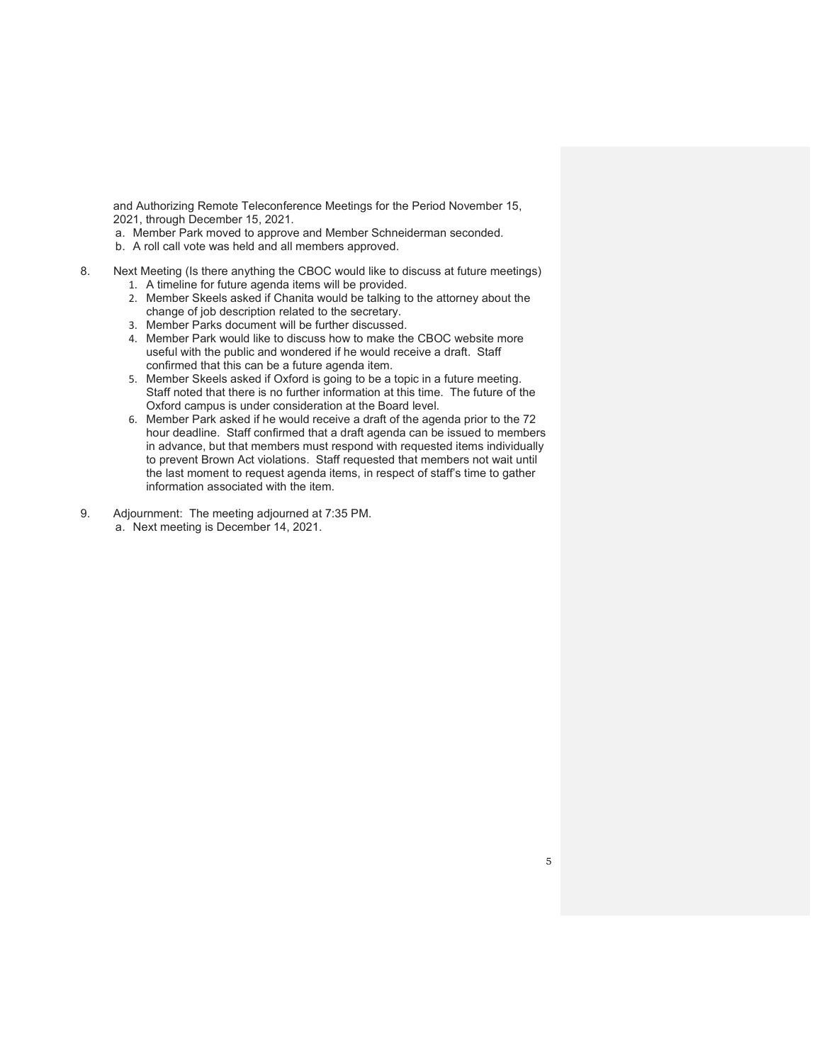and Authorizing Remote Teleconference Meetings for the Period November 15, 2021, through December 15, 2021.

a. Member Park moved to approve and Member Schneiderman seconded.
b. A roll call vote was held and all members approved.

8. Next Meeting (Is there anything the CBOC would like to discuss at future meetings)
    1. A timeline for future agenda items will be provided.
    2. Member Skeels asked if Chanita would be talking to the attorney about the change of job description related to the secretary.
    3. Member Parks document will be further discussed.
    4. Member Park would like to discuss how to make the CBOC website more useful with the public and wondered if he would receive a draft. Staff confirmed that this can be a future agenda item.
    5. Member Skeels asked if Oxford is going to be a topic in a future meeting. Staff noted that there is no further information at this time. The future of the Oxford campus is under consideration at the Board level.
    6. Member Park asked if he would receive a draft of the agenda prior to the 72 hour deadline. Staff confirmed that a draft agenda can be issued to members in advance, but that members must respond with requested items individually to prevent Brown Act violations. Staff requested that members not wait until the last moment to request agenda items, in respect of staff's time to gather information associated with the item.

9. Adjournment: The meeting adjourned at 7:35 PM.
    a. Next meeting is December 14, 2021.